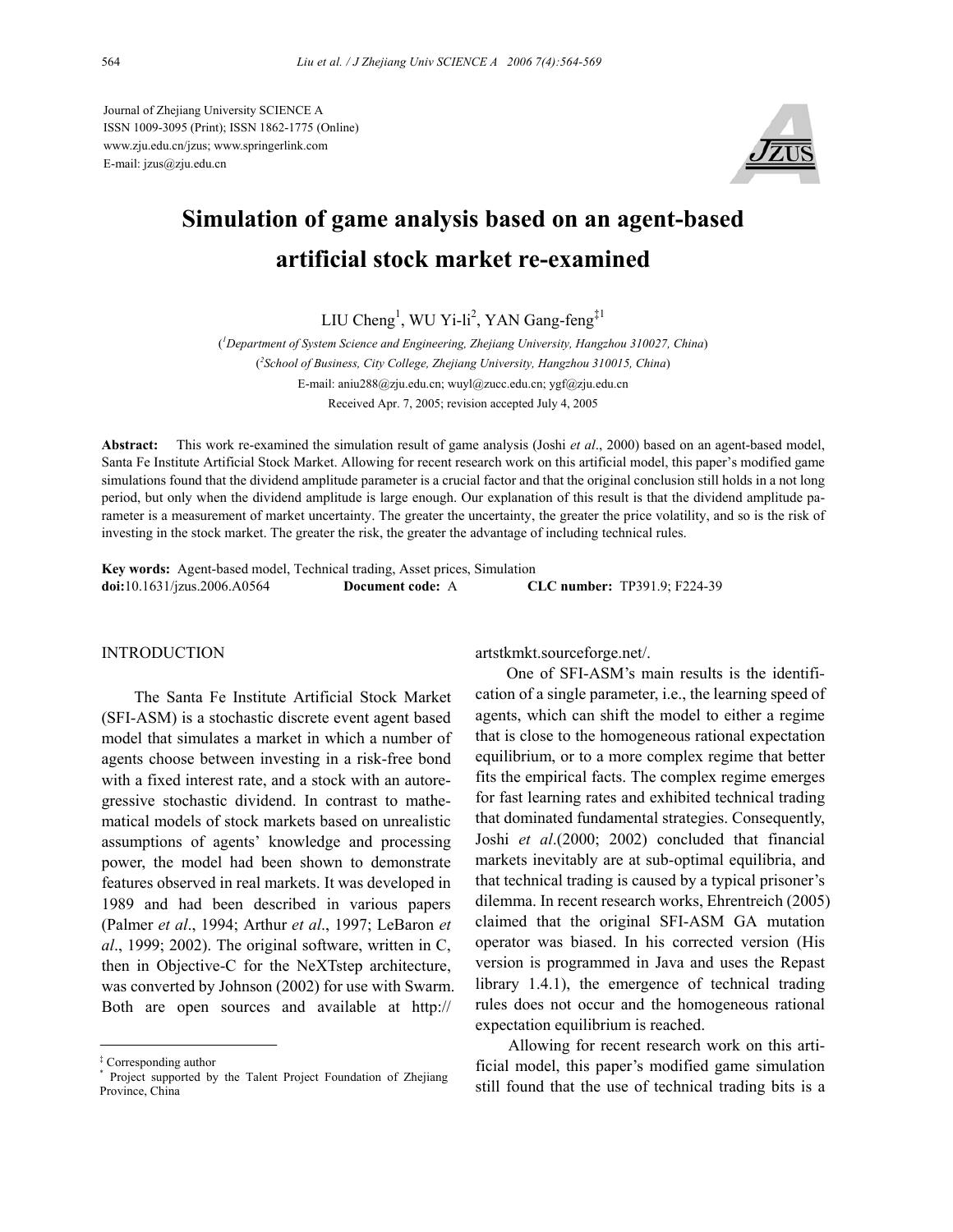Journal of Zhejiang University SCIENCE A
ISSN 1009-3095 (Print); ISSN 1862-1775 (Online)
www.zju.edu.cn/jzus; www.springerlink.com
E-mail: jzus@zju.edu.cn

# Simulation of game analysis based on an agent-based artificial stock market re-examined

LIU Cheng[1], WU Yi-li[2], YAN Gang-feng[‡1]

([1]Department of System Science and Engineering, Zhejiang University, Hangzhou 310027, China)
([2]School of Business, City College, Zhejiang University, Hangzhou 310015, China)
E-mail: aniu288@zju.edu.cn; wuyl@zucc.edu.cn; ygf@zju.edu.cn
Received Apr. 7, 2005; revision accepted July 4, 2005

**Abstract:** This work re-examined the simulation result of game analysis (Joshi *et al*., 2000) based on an agent-based model, Santa Fe Institute Artificial Stock Market. Allowing for recent research work on this artificial model, this paper's modified game simulations found that the dividend amplitude parameter is a crucial factor and that the original conclusion still holds in a not long period, but only when the dividend amplitude is large enough. Our explanation of this result is that the dividend amplitude parameter is a measurement of market uncertainty. The greater the uncertainty, the greater the price volatility, and so is the risk of investing in the stock market. The greater the risk, the greater the advantage of including technical rules.

**Key words:** Agent-based model, Technical trading, Asset prices, Simulation
**doi:**10.1631/jzus.2006.A0564 **Document code:** A **CLC number:** TP391.9; F224-39

## INTRODUCTION

The Santa Fe Institute Artificial Stock Market (SFI-ASM) is a stochastic discrete event agent based model that simulates a market in which a number of agents choose between investing in a risk-free bond with a fixed interest rate, and a stock with an autoregressive stochastic dividend. In contrast to mathematical models of stock markets based on unrealistic assumptions of agents' knowledge and processing power, the model had been shown to demonstrate features observed in real markets. It was developed in 1989 and had been described in various papers (Palmer *et al*., 1994; Arthur *et al*., 1997; LeBaron *et al*., 1999; 2002). The original software, written in C, then in Objective-C for the NeXTstep architecture, was converted by Johnson (2002) for use with Swarm. Both are open sources and available at http://artstkmkt.sourceforge.net/.

One of SFI-ASM's main results is the identification of a single parameter, i.e., the learning speed of agents, which can shift the model to either a regime that is close to the homogeneous rational expectation equilibrium, or to a more complex regime that better fits the empirical facts. The complex regime emerges for fast learning rates and exhibited technical trading that dominated fundamental strategies. Consequently, Joshi *et al*.(2000; 2002) concluded that financial markets inevitably are at sub-optimal equilibria, and that technical trading is caused by a typical prisoner's dilemma. In recent research works, Ehrentreich (2005) claimed that the original SFI-ASM GA mutation operator was biased. In his corrected version (His version is programmed in Java and uses the Repast library 1.4.1), the emergence of technical trading rules does not occur and the homogeneous rational expectation equilibrium is reached.

Allowing for recent research work on this artificial model, this paper's modified game simulation still found that the use of technical trading bits is a

---

‡ Corresponding author
\* Project supported by the Talent Project Foundation of Zhejiang Province, China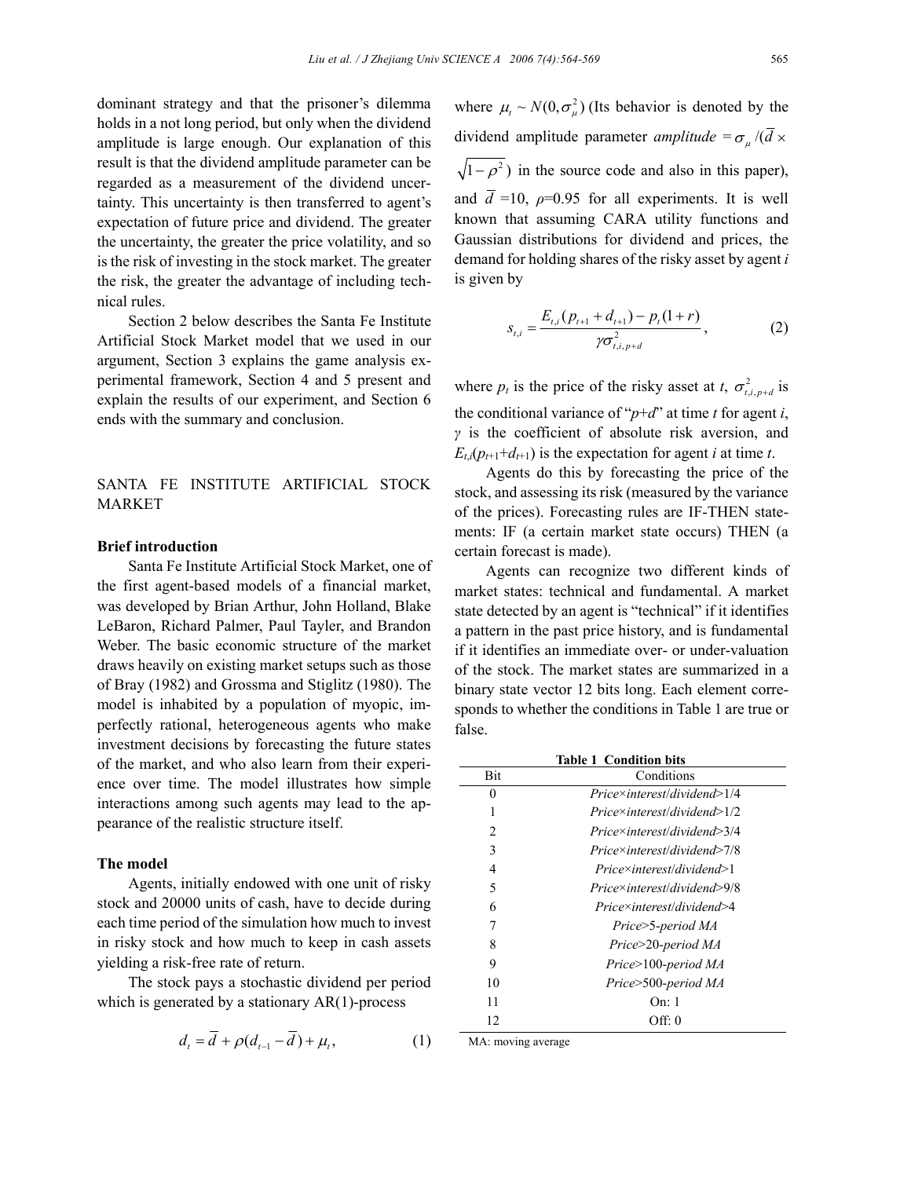dominant strategy and that the prisoner's dilemma holds in a not long period, but only when the dividend amplitude is large enough. Our explanation of this result is that the dividend amplitude parameter can be regarded as a measurement of the dividend uncertainty. This uncertainty is then transferred to agent's expectation of future price and dividend. The greater the uncertainty, the greater the price volatility, and so is the risk of investing in the stock market. The greater the risk, the greater the advantage of including technical rules.

Section 2 below describes the Santa Fe Institute Artificial Stock Market model that we used in our argument, Section 3 explains the game analysis experimental framework, Section 4 and 5 present and explain the results of our experiment, and Section 6 ends with the summary and conclusion.

## SANTA FE INSTITUTE ARTIFICIAL STOCK MARKET

### Brief introduction

Santa Fe Institute Artificial Stock Market, one of the first agent-based models of a financial market, was developed by Brian Arthur, John Holland, Blake LeBaron, Richard Palmer, Paul Tayler, and Brandon Weber. The basic economic structure of the market draws heavily on existing market setups such as those of Bray (1982) and Grossma and Stiglitz (1980). The model is inhabited by a population of myopic, imperfectly rational, heterogeneous agents who make investment decisions by forecasting the future states of the market, and who also learn from their experience over time. The model illustrates how simple interactions among such agents may lead to the appearance of the realistic structure itself.

### The model

Agents, initially endowed with one unit of risky stock and 20000 units of cash, have to decide during each time period of the simulation how much to invest in risky stock and how much to keep in cash assets yielding a risk-free rate of return.

The stock pays a stochastic dividend per period which is generated by a stationary AR(1)-process

$$d_t = \overline{d} + \rho(d_{t-1} - \overline{d}) + \mu_t, \tag{1}$$

where $\mu_t \sim N(0, \sigma_\mu^2)$ (Its behavior is denoted by the dividend amplitude parameter *amplitude* $=\sigma_\mu/(\overline{d} \times \sqrt{1-\rho^2})$ in the source code and also in this paper), and $\overline{d}$ =10, $\rho$=0.95 for all experiments. It is well known that assuming CARA utility functions and Gaussian distributions for dividend and prices, the demand for holding shares of the risky asset by agent $i$ is given by

$$s_{t,i} = \frac{E_{t,i}(p_{t+1} + d_{t+1}) - p_t(1+r)}{\gamma \sigma_{t,i,p+d}^2}, \tag{2}$$

where $p_t$ is the price of the risky asset at $t$, $\sigma_{t,i,p+d}^2$ is the conditional variance of "$p$+$d$" at time $t$ for agent $i$, $\gamma$ is the coefficient of absolute risk aversion, and $E_{t,i}(p_{t+1}+d_{t+1})$ is the expectation for agent $i$ at time $t$.

Agents do this by forecasting the price of the stock, and assessing its risk (measured by the variance of the prices). Forecasting rules are IF-THEN statements: IF (a certain market state occurs) THEN (a certain forecast is made).

Agents can recognize two different kinds of market states: technical and fundamental. A market state detected by an agent is "technical" if it identifies a pattern in the past price history, and is fundamental if it identifies an immediate over- or under-valuation of the stock. The market states are summarized in a binary state vector 12 bits long. Each element corresponds to whether the conditions in Table 1 are true or false.

**Table 1 Condition bits**

| Bit | Conditions |
|---|---|
| 0 | *Price×interest/dividend*>1/4 |
| 1 | *Price×interest/dividend*>1/2 |
| 2 | *Price×interest/dividend*>3/4 |
| 3 | *Price×interest/dividend*>7/8 |
| 4 | *Price×interest/dividend*>1 |
| 5 | *Price×interest/dividend*>9/8 |
| 6 | *Price×interest/dividend*>4 |
| 7 | *Price*>*5-period MA* |
| 8 | *Price*>*20-period MA* |
| 9 | *Price*>*100-period MA* |
| 10 | *Price*>*500-period MA* |
| 11 | On: 1 |
| 12 | Off: 0 |

MA: moving average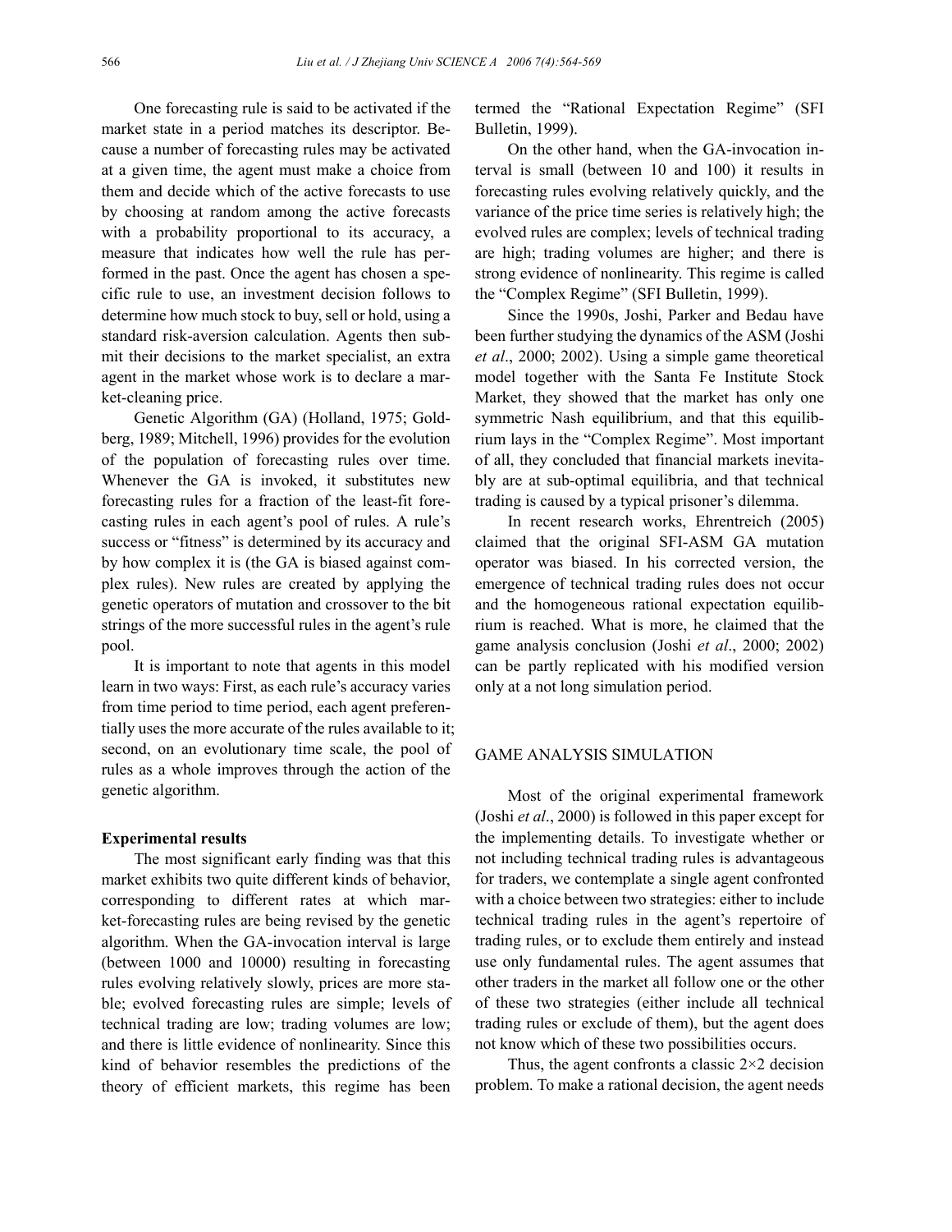One forecasting rule is said to be activated if the market state in a period matches its descriptor. Because a number of forecasting rules may be activated at a given time, the agent must make a choice from them and decide which of the active forecasts to use by choosing at random among the active forecasts with a probability proportional to its accuracy, a measure that indicates how well the rule has performed in the past. Once the agent has chosen a specific rule to use, an investment decision follows to determine how much stock to buy, sell or hold, using a standard risk-aversion calculation. Agents then submit their decisions to the market specialist, an extra agent in the market whose work is to declare a market-cleaning price.

Genetic Algorithm (GA) (Holland, 1975; Goldberg, 1989; Mitchell, 1996) provides for the evolution of the population of forecasting rules over time. Whenever the GA is invoked, it substitutes new forecasting rules for a fraction of the least-fit forecasting rules in each agent's pool of rules. A rule's success or "fitness" is determined by its accuracy and by how complex it is (the GA is biased against complex rules). New rules are created by applying the genetic operators of mutation and crossover to the bit strings of the more successful rules in the agent's rule pool.

It is important to note that agents in this model learn in two ways: First, as each rule's accuracy varies from time period to time period, each agent preferentially uses the more accurate of the rules available to it; second, on an evolutionary time scale, the pool of rules as a whole improves through the action of the genetic algorithm.

**Experimental results**

The most significant early finding was that this market exhibits two quite different kinds of behavior, corresponding to different rates at which market-forecasting rules are being revised by the genetic algorithm. When the GA-invocation interval is large (between 1000 and 10000) resulting in forecasting rules evolving relatively slowly, prices are more stable; evolved forecasting rules are simple; levels of technical trading are low; trading volumes are low; and there is little evidence of nonlinearity. Since this kind of behavior resembles the predictions of the theory of efficient markets, this regime has been termed the "Rational Expectation Regime" (SFI Bulletin, 1999).

On the other hand, when the GA-invocation interval is small (between 10 and 100) it results in forecasting rules evolving relatively quickly, and the variance of the price time series is relatively high; the evolved rules are complex; levels of technical trading are high; trading volumes are higher; and there is strong evidence of nonlinearity. This regime is called the "Complex Regime" (SFI Bulletin, 1999).

Since the 1990s, Joshi, Parker and Bedau have been further studying the dynamics of the ASM (Joshi *et al*., 2000; 2002). Using a simple game theoretical model together with the Santa Fe Institute Stock Market, they showed that the market has only one symmetric Nash equilibrium, and that this equilibrium lays in the "Complex Regime". Most important of all, they concluded that financial markets inevitably are at sub-optimal equilibria, and that technical trading is caused by a typical prisoner's dilemma.

In recent research works, Ehrentreich (2005) claimed that the original SFI-ASM GA mutation operator was biased. In his corrected version, the emergence of technical trading rules does not occur and the homogeneous rational expectation equilibrium is reached. What is more, he claimed that the game analysis conclusion (Joshi *et al*., 2000; 2002) can be partly replicated with his modified version only at a not long simulation period.

## GAME ANALYSIS SIMULATION

Most of the original experimental framework (Joshi *et al*., 2000) is followed in this paper except for the implementing details. To investigate whether or not including technical trading rules is advantageous for traders, we contemplate a single agent confronted with a choice between two strategies: either to include technical trading rules in the agent's repertoire of trading rules, or to exclude them entirely and instead use only fundamental rules. The agent assumes that other traders in the market all follow one or the other of these two strategies (either include all technical trading rules or exclude of them), but the agent does not know which of these two possibilities occurs.

Thus, the agent confronts a classic 2×2 decision problem. To make a rational decision, the agent needs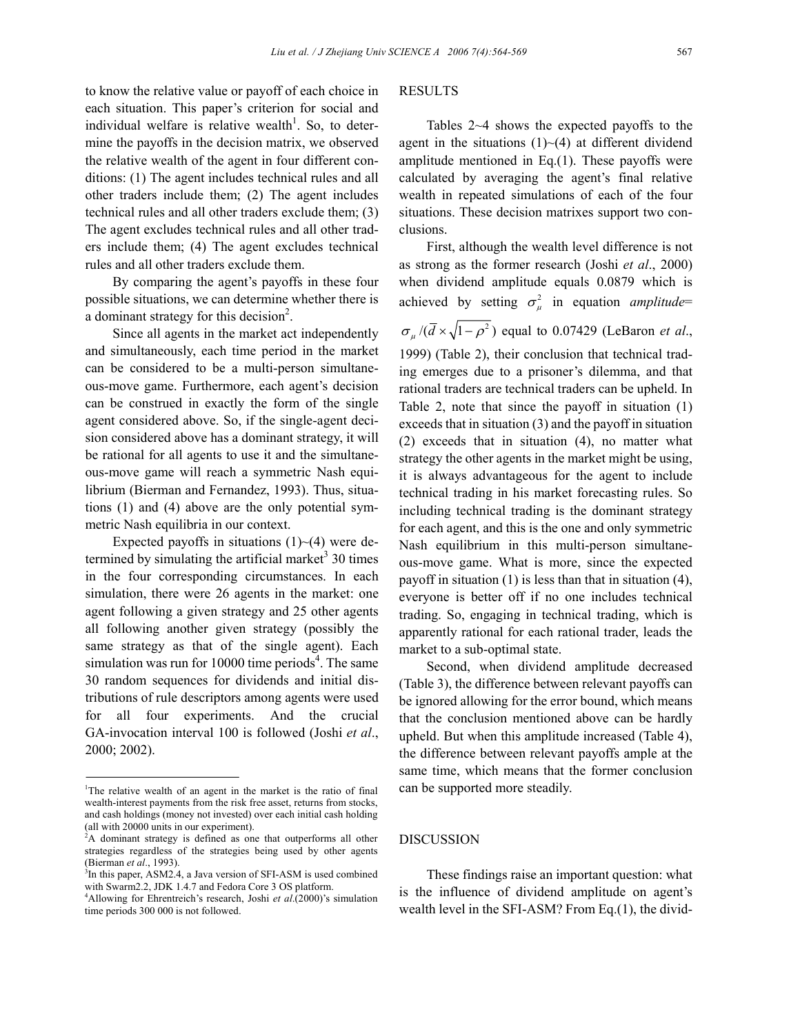to know the relative value or payoff of each choice in each situation. This paper's criterion for social and individual welfare is relative wealth[1]. So, to determine the payoffs in the decision matrix, we observed the relative wealth of the agent in four different conditions: (1) The agent includes technical rules and all other traders include them; (2) The agent includes technical rules and all other traders exclude them; (3) The agent excludes technical rules and all other traders include them; (4) The agent excludes technical rules and all other traders exclude them.

By comparing the agent's payoffs in these four possible situations, we can determine whether there is a dominant strategy for this decision[2].

Since all agents in the market act independently and simultaneously, each time period in the market can be considered to be a multi-person simultaneous-move game. Furthermore, each agent's decision can be construed in exactly the form of the single agent considered above. So, if the single-agent decision considered above has a dominant strategy, it will be rational for all agents to use it and the simultaneous-move game will reach a symmetric Nash equilibrium (Bierman and Fernandez, 1993). Thus, situations (1) and (4) above are the only potential symmetric Nash equilibria in our context.

Expected payoffs in situations (1)~(4) were determined by simulating the artificial market[3] 30 times in the four corresponding circumstances. In each simulation, there were 26 agents in the market: one agent following a given strategy and 25 other agents all following another given strategy (possibly the same strategy as that of the single agent). Each simulation was run for 10000 time periods[4]. The same 30 random sequences for dividends and initial distributions of rule descriptors among agents were used for all four experiments. And the crucial GA-invocation interval 100 is followed (Joshi *et al*., 2000; 2002).

## RESULTS

Tables 2~4 shows the expected payoffs to the agent in the situations (1)~(4) at different dividend amplitude mentioned in Eq.(1). These payoffs were calculated by averaging the agent's final relative wealth in repeated simulations of each of the four situations. These decision matrixes support two conclusions.

First, although the wealth level difference is not as strong as the former research (Joshi *et al*., 2000) when dividend amplitude equals 0.0879 which is achieved by setting $\sigma_\mu^2$ in equation *amplitude*= $\sigma_\mu/(\bar{d}\times\sqrt{1-\rho^2})$ equal to 0.07429 (LeBaron *et al*., 1999) (Table 2), their conclusion that technical trading emerges due to a prisoner's dilemma, and that rational traders are technical traders can be upheld. In Table 2, note that since the payoff in situation (1) exceeds that in situation (3) and the payoff in situation (2) exceeds that in situation (4), no matter what strategy the other agents in the market might be using, it is always advantageous for the agent to include technical trading in his market forecasting rules. So including technical trading is the dominant strategy for each agent, and this is the one and only symmetric Nash equilibrium in this multi-person simultaneous-move game. What is more, since the expected payoff in situation (1) is less than that in situation (4), everyone is better off if no one includes technical trading. So, engaging in technical trading, which is apparently rational for each rational trader, leads the market to a sub-optimal state.

Second, when dividend amplitude decreased (Table 3), the difference between relevant payoffs can be ignored allowing for the error bound, which means that the conclusion mentioned above can be hardly upheld. But when this amplitude increased (Table 4), the difference between relevant payoffs ample at the same time, which means that the former conclusion can be supported more steadily.

## DISCUSSION

These findings raise an important question: what is the influence of dividend amplitude on agent's wealth level in the SFI-ASM? From Eq.(1), the divid-

---

[1]The relative wealth of an agent in the market is the ratio of final wealth-interest payments from the risk free asset, returns from stocks, and cash holdings (money not invested) over each initial cash holding (all with 20000 units in our experiment).

[2]A dominant strategy is defined as one that outperforms all other strategies regardless of the strategies being used by other agents (Bierman *et al*., 1993).

[3]In this paper, ASM2.4, a Java version of SFI-ASM is used combined with Swarm2.2, JDK 1.4.7 and Fedora Core 3 OS platform.

[4]Allowing for Ehrentreich's research, Joshi *et al*.(2000)'s simulation time periods 300 000 is not followed.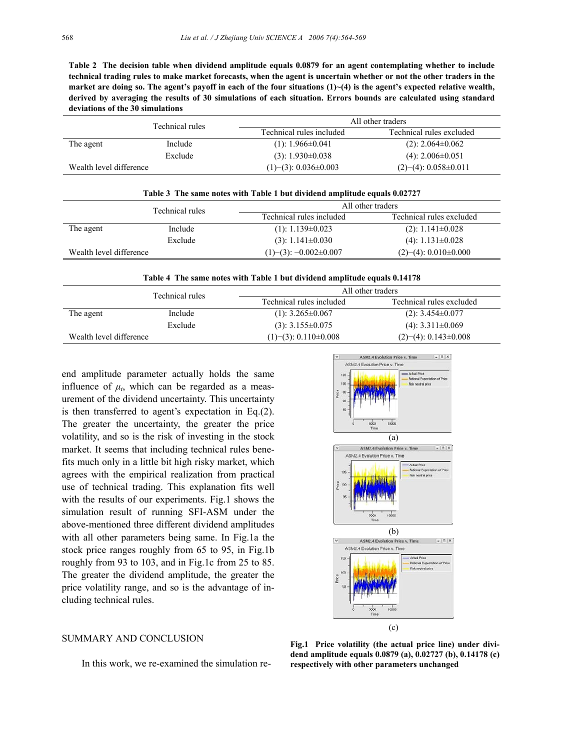**Table 2 The decision table when dividend amplitude equals 0.0879 for an agent contemplating whether to include technical trading rules to make market forecasts, when the agent is uncertain whether or not the other traders in the market are doing so. The agent's payoff in each of the four situations (1)~(4) is the agent's expected relative wealth, derived by averaging the results of 30 simulations of each situation. Errors bounds are calculated using standard deviations of the 30 simulations**

| Technical rules | | All other traders | |
|---|---|---|---|
| | | Technical rules included | Technical rules excluded |
| The agent | Include | (1): 1.966±0.041 | (2): 2.064±0.062 |
| | Exclude | (3): 1.930±0.038 | (4): 2.006±0.051 |
| Wealth level difference | | (1)−(3): 0.036±0.003 | (2)−(4): 0.058±0.011 |

**Table 3 The same notes with Table 1 but dividend amplitude equals 0.02727**

| Technical rules | | All other traders | |
|---|---|---|---|
| | | Technical rules included | Technical rules excluded |
| The agent | Include | (1): 1.139±0.023 | (2): 1.141±0.028 |
| | Exclude | (3): 1.141±0.030 | (4): 1.131±0.028 |
| Wealth level difference | | (1)−(3): −0.002±0.007 | (2)−(4): 0.010±0.000 |

**Table 4 The same notes with Table 1 but dividend amplitude equals 0.14178**

| Technical rules | | All other traders | |
|---|---|---|---|
| | | Technical rules included | Technical rules excluded |
| The agent | Include | (1): 3.265±0.067 | (2): 3.454±0.077 |
| | Exclude | (3): 3.155±0.075 | (4): 3.311±0.069 |
| Wealth level difference | | (1)−(3): 0.110±0.008 | (2)−(4): 0.143±0.008 |

end amplitude parameter actually holds the same influence of $\mu_t$, which can be regarded as a measurement of the dividend uncertainty. This uncertainty is then transferred to agent's expectation in Eq.(2). The greater the uncertainty, the greater the price volatility, and so is the risk of investing in the stock market. It seems that including technical rules benefits much only in a little bit high risky market, which agrees with the empirical realization from practical use of technical trading. This explanation fits well with the results of our experiments. Fig.1 shows the simulation result of running SFI-ASM under the above-mentioned three different dividend amplitudes with all other parameters being same. In Fig.1a the stock price ranges roughly from 65 to 95, in Fig.1b roughly from 93 to 103, and in Fig.1c from 25 to 85. The greater the dividend amplitude, the greater the price volatility range, and so is the advantage of including technical rules.

(a)

(b)

(c)

**Fig.1 Price volatility (the actual price line) under dividend amplitude equals 0.0879 (a), 0.02727 (b), 0.14178 (c) respectively with other parameters unchanged**

## SUMMARY AND CONCLUSION

In this work, we re-examined the simulation re-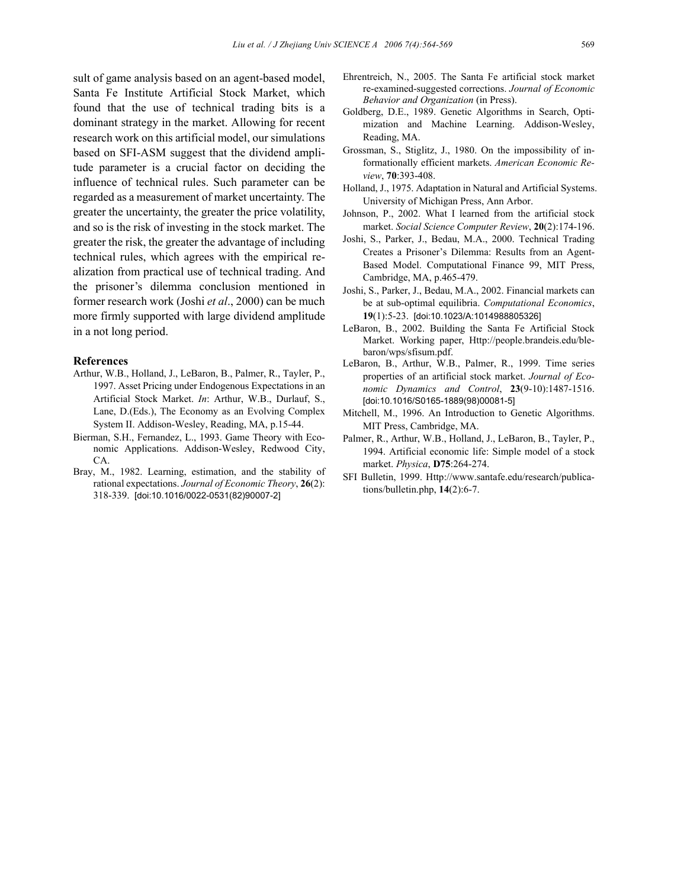sult of game analysis based on an agent-based model, Santa Fe Institute Artificial Stock Market, which found that the use of technical trading bits is a dominant strategy in the market. Allowing for recent research work on this artificial model, our simulations based on SFI-ASM suggest that the dividend amplitude parameter is a crucial factor on deciding the influence of technical rules. Such parameter can be regarded as a measurement of market uncertainty. The greater the uncertainty, the greater the price volatility, and so is the risk of investing in the stock market. The greater the risk, the greater the advantage of including technical rules, which agrees with the empirical realization from practical use of technical trading. And the prisoner's dilemma conclusion mentioned in former research work (Joshi *et al*., 2000) can be much more firmly supported with large dividend amplitude in a not long period.

## References

Arthur, W.B., Holland, J., LeBaron, B., Palmer, R., Tayler, P., 1997. Asset Pricing under Endogenous Expectations in an Artificial Stock Market. *In*: Arthur, W.B., Durlauf, S., Lane, D.(Eds.), The Economy as an Evolving Complex System II. Addison-Wesley, Reading, MA, p.15-44.

Bierman, S.H., Fernandez, L., 1993. Game Theory with Economic Applications. Addison-Wesley, Redwood City, CA.

Bray, M., 1982. Learning, estimation, and the stability of rational expectations. *Journal of Economic Theory*, **26**(2): 318-339. [doi:10.1016/0022-0531(82)90007-2]

Ehrentreich, N., 2005. The Santa Fe artificial stock market re-examined-suggested corrections. *Journal of Economic Behavior and Organization* (in Press).

Goldberg, D.E., 1989. Genetic Algorithms in Search, Optimization and Machine Learning. Addison-Wesley, Reading, MA.

Grossman, S., Stiglitz, J., 1980. On the impossibility of informationally efficient markets. *American Economic Review*, **70**:393-408.

Holland, J., 1975. Adaptation in Natural and Artificial Systems. University of Michigan Press, Ann Arbor.

Johnson, P., 2002. What I learned from the artificial stock market. *Social Science Computer Review*, **20**(2):174-196.

Joshi, S., Parker, J., Bedau, M.A., 2000. Technical Trading Creates a Prisoner's Dilemma: Results from an Agent-Based Model. Computational Finance 99, MIT Press, Cambridge, MA, p.465-479.

Joshi, S., Parker, J., Bedau, M.A., 2002. Financial markets can be at sub-optimal equilibria. *Computational Economics*, **19**(1):5-23. [doi:10.1023/A:1014988805326]

LeBaron, B., 2002. Building the Santa Fe Artificial Stock Market. Working paper, Http://people.brandeis.edu/blebaron/wps/sfisum.pdf.

LeBaron, B., Arthur, W.B., Palmer, R., 1999. Time series properties of an artificial stock market. *Journal of Economic Dynamics and Control*, **23**(9-10):1487-1516. [doi:10.1016/S0165-1889(98)00081-5]

Mitchell, M., 1996. An Introduction to Genetic Algorithms. MIT Press, Cambridge, MA.

Palmer, R., Arthur, W.B., Holland, J., LeBaron, B., Tayler, P., 1994. Artificial economic life: Simple model of a stock market. *Physica*, **D75**:264-274.

SFI Bulletin, 1999. Http://www.santafe.edu/research/publications/bulletin.php, **14**(2):6-7.